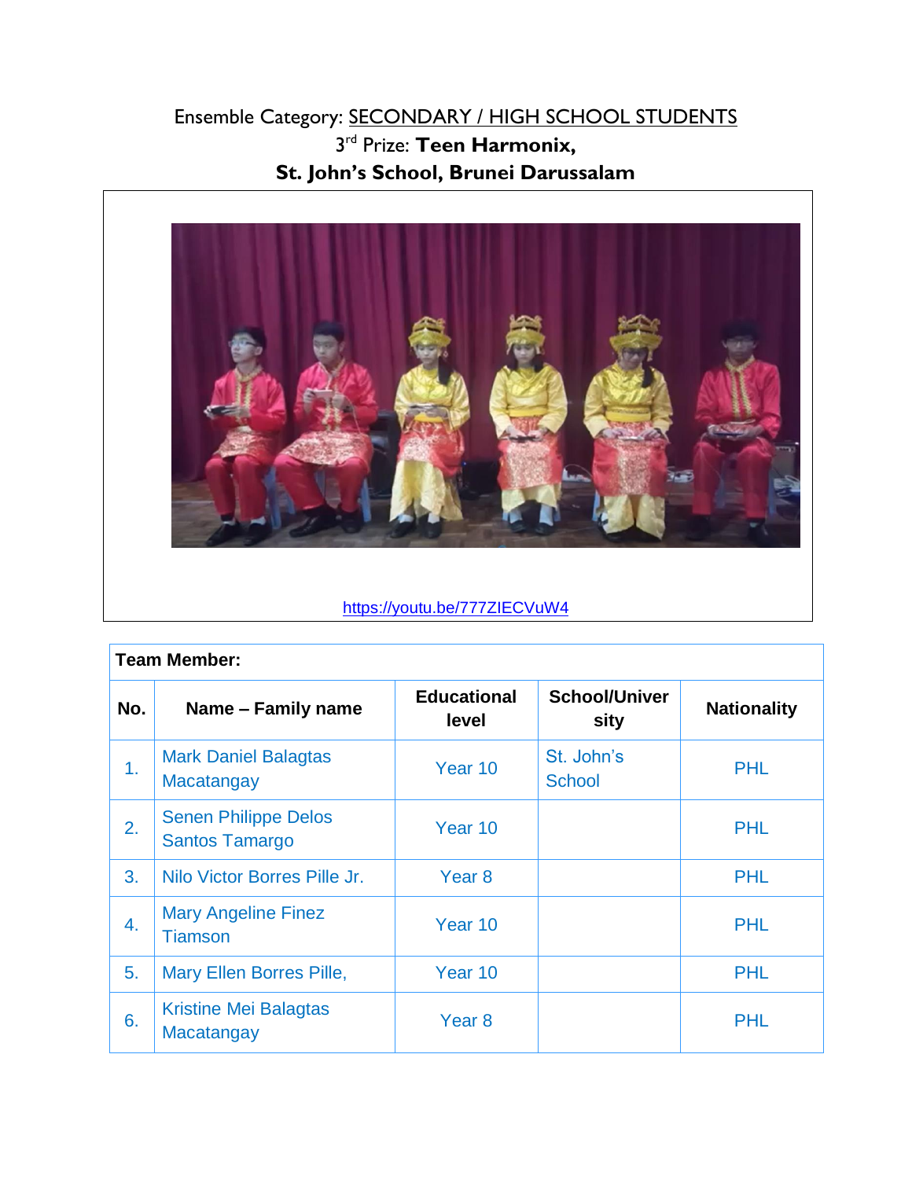Ensemble Category: SECONDARY / HIGH SCHOOL STUDENTS

3rd Prize: **Teen Harmonix,**

**St. John's School, Brunei Darussalam**

https://youtu.be/777ZIECVuW4

**Team Member:**

| No. | Name – Family name | Educational level | School/University | Nationality |
|---|---|---|---|---|
| 1. | Mark Daniel Balagtas Macatangay | Year 10 | St. John's School | PHL |
| 2. | Senen Philippe Delos Santos Tamargo | Year 10 | | PHL |
| 3. | Nilo Victor Borres Pille Jr. | Year 8 | | PHL |
| 4. | Mary Angeline Finez Tiamson | Year 10 | | PHL |
| 5. | Mary Ellen Borres Pille, | Year 10 | | PHL |
| 6. | Kristine Mei Balagtas Macatangay | Year 8 | | PHL |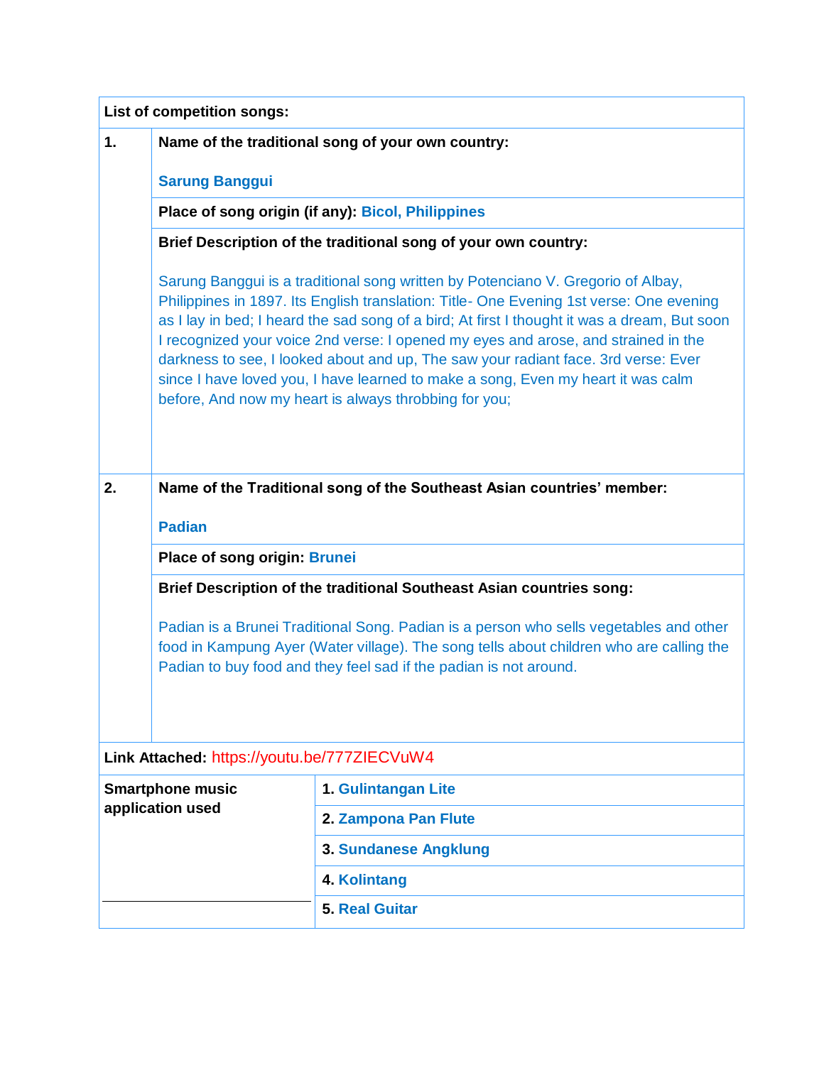| List of competition songs: | | |
|---|---|---|
| 1. | **Name of the traditional song of your own country:**<br><br>**Sarung Banggui** | |
| | **Place of song origin (if any):** **Bicol, Philippines** | |
| | **Brief Description of the traditional song of your own country:**<br><br>Sarung Banggui is a traditional song written by Potenciano V. Gregorio of Albay, Philippines in 1897. Its English translation: Title- One Evening 1st verse: One evening as I lay in bed; I heard the sad song of a bird; At first I thought it was a dream, But soon I recognized your voice 2nd verse: I opened my eyes and arose, and strained in the darkness to see, I looked about and up, The saw your radiant face. 3rd verse: Ever since I have loved you, I have learned to make a song, Even my heart it was calm before, And now my heart is always throbbing for you; | |
| 2. | **Name of the Traditional song of the Southeast Asian countries' member:**<br><br>**Padian** | |
| | **Place of song origin:** **Brunei** | |
| | **Brief Description of the traditional Southeast Asian countries song:**<br><br>Padian is a Brunei Traditional Song. Padian is a person who sells vegetables and other food in Kampung Ayer (Water village). The song tells about children who are calling the Padian to buy food and they feel sad if the padian is not around. | |
| **Link Attached:** https://youtu.be/777ZIECVuW4 | | |
| **Smartphone music application used** | 1. **Gulintangan Lite** | |
| | 2. **Zampona Pan Flute** | |
| | 3. **Sundanese Angklung** | |
| | 4. **Kolintang** | |
| | 5. **Real Guitar** | |